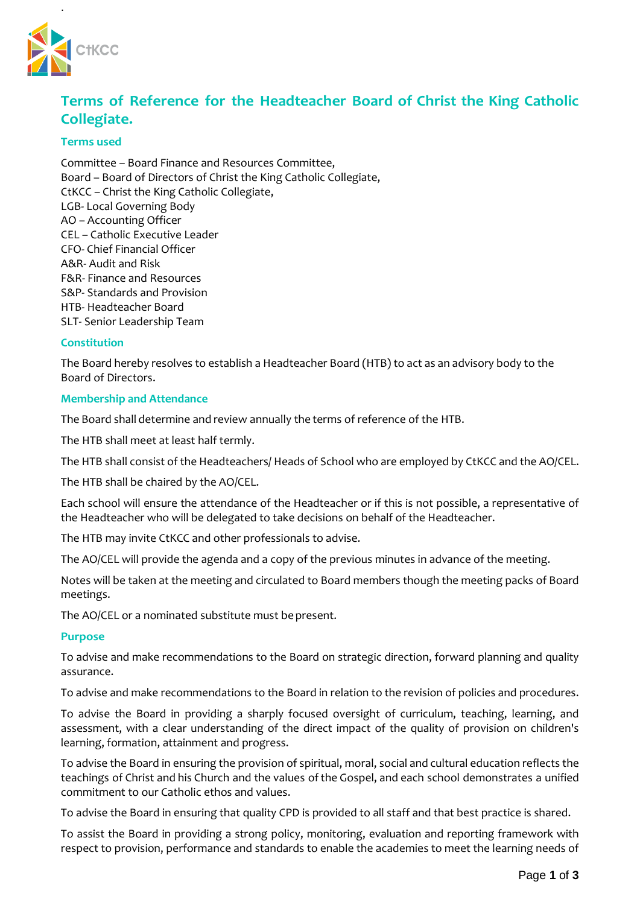# Terms of Reference for the Headteacher Board of Christ the King Catholic Collegiate.

### Terms used

Committee – Board Finance and Resources Committee,
Board – Board of Directors of Christ the King Catholic Collegiate,
CtKCC – Christ the King Catholic Collegiate,
LGB- Local Governing Body
AO – Accounting Officer
CEL – Catholic Executive Leader
CFO- Chief Financial Officer
A&R- Audit and Risk
F&R- Finance and Resources
S&P- Standards and Provision
HTB- Headteacher Board
SLT- Senior Leadership Team

### Constitution

The Board hereby resolves to establish a Headteacher Board (HTB) to act as an advisory body to the Board of Directors.

### Membership and Attendance

The Board shall determine and review annually the terms of reference of the HTB.

The HTB shall meet at least half termly.

The HTB shall consist of the Headteachers/ Heads of School who are employed by CtKCC and the AO/CEL.

The HTB shall be chaired by the AO/CEL.

Each school will ensure the attendance of the Headteacher or if this is not possible, a representative of the Headteacher who will be delegated to take decisions on behalf of the Headteacher.

The HTB may invite CtKCC and other professionals to advise.

The AO/CEL will provide the agenda and a copy of the previous minutes in advance of the meeting.

Notes will be taken at the meeting and circulated to Board members though the meeting packs of Board meetings.

The AO/CEL or a nominated substitute must be present.

### Purpose

To advise and make recommendations to the Board on strategic direction, forward planning and quality assurance.

To advise and make recommendations to the Board in relation to the revision of policies and procedures.

To advise the Board in providing a sharply focused oversight of curriculum, teaching, learning, and assessment, with a clear understanding of the direct impact of the quality of provision on children's learning, formation, attainment and progress.

To advise the Board in ensuring the provision of spiritual, moral, social and cultural education reflects the teachings of Christ and his Church and the values of the Gospel, and each school demonstrates a unified commitment to our Catholic ethos and values.

To advise the Board in ensuring that quality CPD is provided to all staff and that best practice is shared.

To assist the Board in providing a strong policy, monitoring, evaluation and reporting framework with respect to provision, performance and standards to enable the academies to meet the learning needs of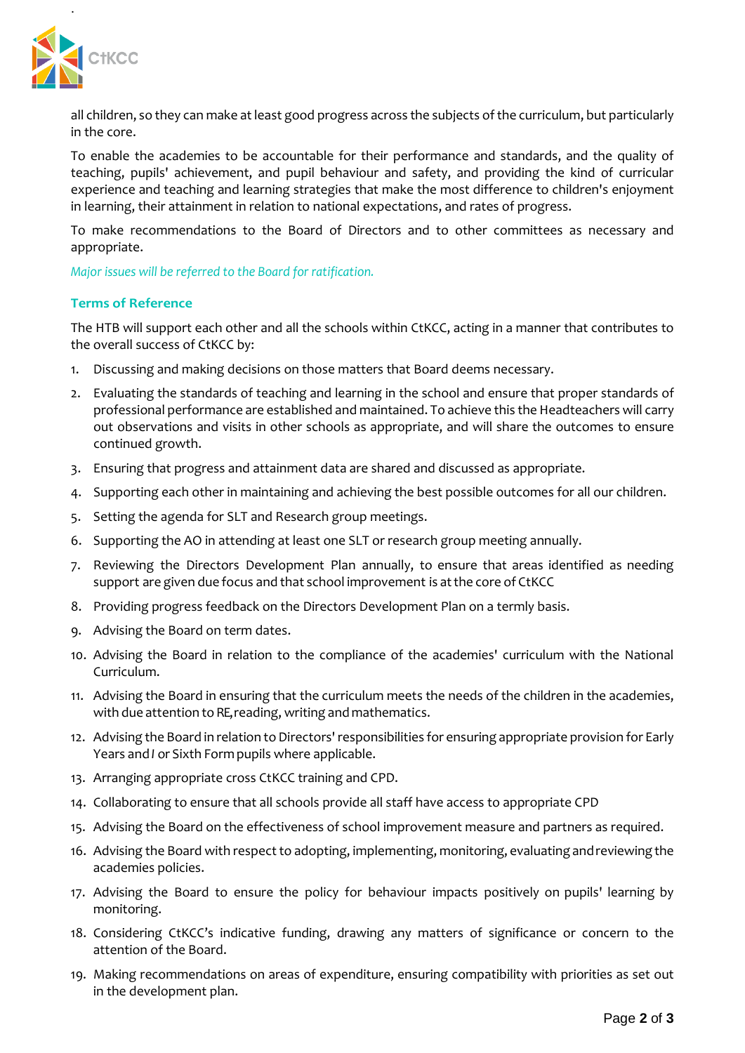all children, so they can make at least good progress across the subjects of the curriculum, but particularly in the core.

To enable the academies to be accountable for their performance and standards, and the quality of teaching, pupils' achievement, and pupil behaviour and safety, and providing the kind of curricular experience and teaching and learning strategies that make the most difference to children's enjoyment in learning, their attainment in relation to national expectations, and rates of progress.

To make recommendations to the Board of Directors and to other committees as necessary and appropriate.

*Major issues will be referred to the Board for ratification.*

### Terms of Reference

The HTB will support each other and all the schools within CtKCC, acting in a manner that contributes to the overall success of CtKCC by:

1. Discussing and making decisions on those matters that Board deems necessary.
2. Evaluating the standards of teaching and learning in the school and ensure that proper standards of professional performance are established and maintained. To achieve this the Headteachers will carry out observations and visits in other schools as appropriate, and will share the outcomes to ensure continued growth.
3. Ensuring that progress and attainment data are shared and discussed as appropriate.
4. Supporting each other in maintaining and achieving the best possible outcomes for all our children.
5. Setting the agenda for SLT and Research group meetings.
6. Supporting the AO in attending at least one SLT or research group meeting annually.
7. Reviewing the Directors Development Plan annually, to ensure that areas identified as needing support are given due focus and that school improvement is at the core of CtKCC
8. Providing progress feedback on the Directors Development Plan on a termly basis.
9. Advising the Board on term dates.
10. Advising the Board in relation to the compliance of the academies' curriculum with the National Curriculum.
11. Advising the Board in ensuring that the curriculum meets the needs of the children in the academies, with due attention to RE, reading, writing and mathematics.
12. Advising the Board in relation to Directors' responsibilities for ensuring appropriate provision for Early Years and / or Sixth Form pupils where applicable.
13. Arranging appropriate cross CtKCC training and CPD.
14. Collaborating to ensure that all schools provide all staff have access to appropriate CPD
15. Advising the Board on the effectiveness of school improvement measure and partners as required.
16. Advising the Board with respect to adopting, implementing, monitoring, evaluating and reviewing the academies policies.
17. Advising the Board to ensure the policy for behaviour impacts positively on pupils' learning by monitoring.
18. Considering CtKCC's indicative funding, drawing any matters of significance or concern to the attention of the Board.
19. Making recommendations on areas of expenditure, ensuring compatibility with priorities as set out in the development plan.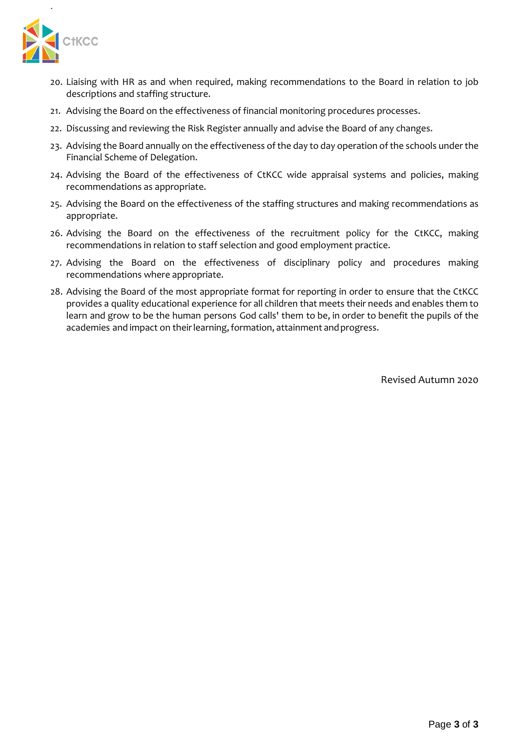20. Liaising with HR as and when required, making recommendations to the Board in relation to job descriptions and staffing structure.
21. Advising the Board on the effectiveness of financial monitoring procedures processes.
22. Discussing and reviewing the Risk Register annually and advise the Board of any changes.
23. Advising the Board annually on the effectiveness of the day to day operation of the schools under the Financial Scheme of Delegation.
24. Advising the Board of the effectiveness of CtKCC wide appraisal systems and policies, making recommendations as appropriate.
25. Advising the Board on the effectiveness of the staffing structures and making recommendations as appropriate.
26. Advising the Board on the effectiveness of the recruitment policy for the CtKCC, making recommendations in relation to staff selection and good employment practice.
27. Advising the Board on the effectiveness of disciplinary policy and procedures making recommendations where appropriate.
28. Advising the Board of the most appropriate format for reporting in order to ensure that the CtKCC provides a quality educational experience for all children that meets their needs and enables them to learn and grow to be the human persons God calls' them to be, in order to benefit the pupils of the academies and impact on their learning, formation, attainment and progress.

Revised Autumn 2020